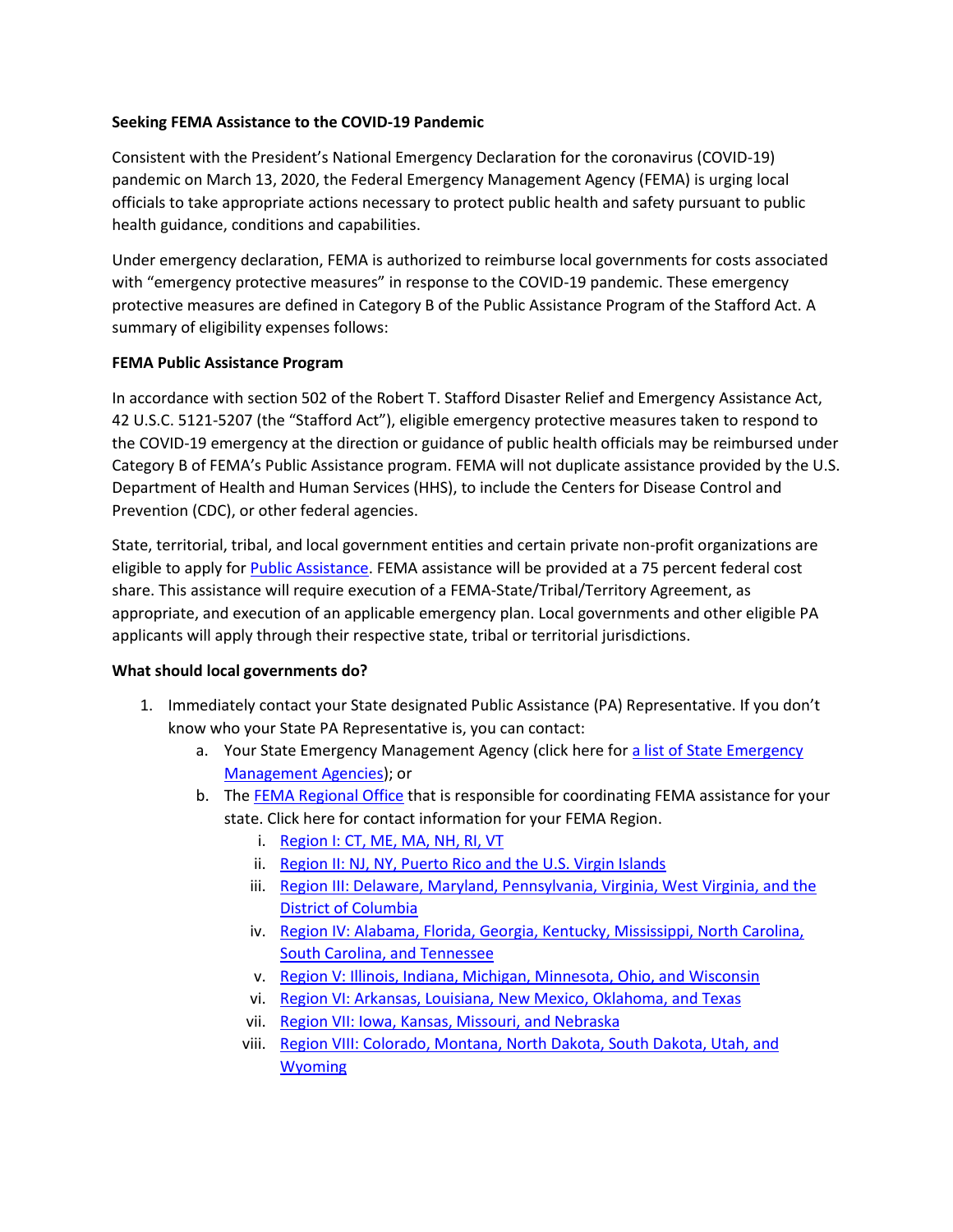**Seeking FEMA Assistance to the COVID-19 Pandemic**

Consistent with the President's National Emergency Declaration for the coronavirus (COVID-19) pandemic on March 13, 2020, the Federal Emergency Management Agency (FEMA) is urging local officials to take appropriate actions necessary to protect public health and safety pursuant to public health guidance, conditions and capabilities.

Under emergency declaration, FEMA is authorized to reimburse local governments for costs associated with "emergency protective measures" in response to the COVID-19 pandemic. These emergency protective measures are defined in Category B of the Public Assistance Program of the Stafford Act. A summary of eligibility expenses follows:

**FEMA Public Assistance Program**

In accordance with section 502 of the Robert T. Stafford Disaster Relief and Emergency Assistance Act, 42 U.S.C. 5121-5207 (the "Stafford Act"), eligible emergency protective measures taken to respond to the COVID-19 emergency at the direction or guidance of public health officials may be reimbursed under Category B of FEMA's Public Assistance program. FEMA will not duplicate assistance provided by the U.S. Department of Health and Human Services (HHS), to include the Centers for Disease Control and Prevention (CDC), or other federal agencies.

State, territorial, tribal, and local government entities and certain private non-profit organizations are eligible to apply for Public Assistance. FEMA assistance will be provided at a 75 percent federal cost share. This assistance will require execution of a FEMA-State/Tribal/Territory Agreement, as appropriate, and execution of an applicable emergency plan. Local governments and other eligible PA applicants will apply through their respective state, tribal or territorial jurisdictions.

**What should local governments do?**

1. Immediately contact your State designated Public Assistance (PA) Representative. If you don't know who your State PA Representative is, you can contact:
   a. Your State Emergency Management Agency (click here for a list of State Emergency Management Agencies); or
   b. The FEMA Regional Office that is responsible for coordinating FEMA assistance for your state. Click here for contact information for your FEMA Region.
      i. Region I: CT, ME, MA, NH, RI, VT
      ii. Region II: NJ, NY, Puerto Rico and the U.S. Virgin Islands
      iii. Region III: Delaware, Maryland, Pennsylvania, Virginia, West Virginia, and the District of Columbia
      iv. Region IV: Alabama, Florida, Georgia, Kentucky, Mississippi, North Carolina, South Carolina, and Tennessee
      v. Region V: Illinois, Indiana, Michigan, Minnesota, Ohio, and Wisconsin
      vi. Region VI: Arkansas, Louisiana, New Mexico, Oklahoma, and Texas
      vii. Region VII: Iowa, Kansas, Missouri, and Nebraska
      viii. Region VIII: Colorado, Montana, North Dakota, South Dakota, Utah, and Wyoming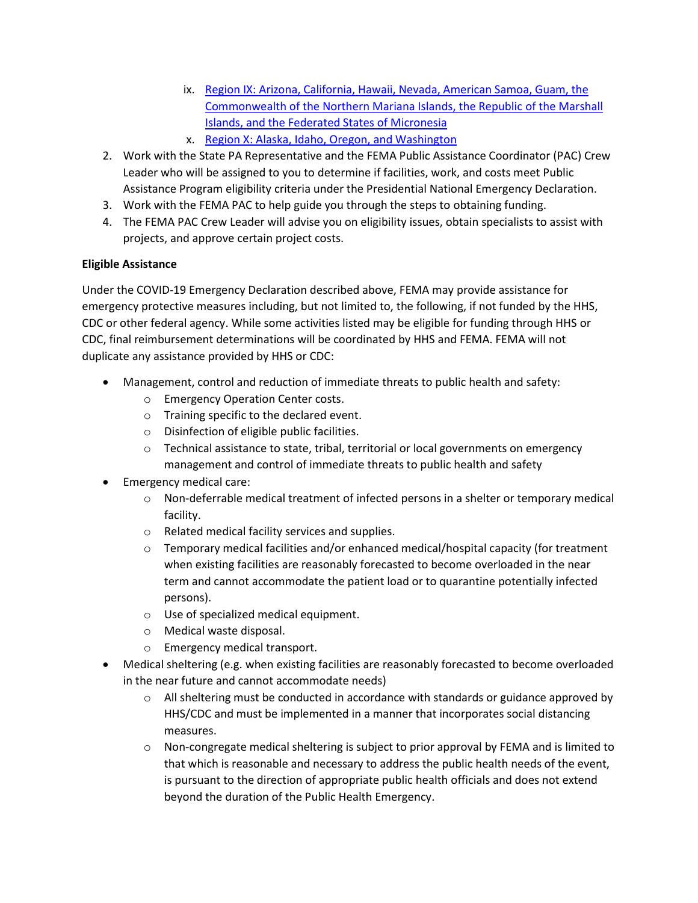ix. [Region IX: Arizona, California, Hawaii, Nevada, American Samoa, Guam, the Commonwealth of the Northern Mariana Islands, the Republic of the Marshall Islands, and the Federated States of Micronesia]()
   x. [Region X: Alaska, Idaho, Oregon, and Washington]()
2. Work with the State PA Representative and the FEMA Public Assistance Coordinator (PAC) Crew Leader who will be assigned to you to determine if facilities, work, and costs meet Public Assistance Program eligibility criteria under the Presidential National Emergency Declaration.
3. Work with the FEMA PAC to help guide you through the steps to obtaining funding.
4. The FEMA PAC Crew Leader will advise you on eligibility issues, obtain specialists to assist with projects, and approve certain project costs.

**Eligible Assistance**

Under the COVID-19 Emergency Declaration described above, FEMA may provide assistance for emergency protective measures including, but not limited to, the following, if not funded by the HHS, CDC or other federal agency. While some activities listed may be eligible for funding through HHS or CDC, final reimbursement determinations will be coordinated by HHS and FEMA. FEMA will not duplicate any assistance provided by HHS or CDC:

- Management, control and reduction of immediate threats to public health and safety:
  - Emergency Operation Center costs.
  - Training specific to the declared event.
  - Disinfection of eligible public facilities.
  - Technical assistance to state, tribal, territorial or local governments on emergency management and control of immediate threats to public health and safety
- Emergency medical care:
  - Non-deferrable medical treatment of infected persons in a shelter or temporary medical facility.
  - Related medical facility services and supplies.
  - Temporary medical facilities and/or enhanced medical/hospital capacity (for treatment when existing facilities are reasonably forecasted to become overloaded in the near term and cannot accommodate the patient load or to quarantine potentially infected persons).
  - Use of specialized medical equipment.
  - Medical waste disposal.
  - Emergency medical transport.
- Medical sheltering (e.g. when existing facilities are reasonably forecasted to become overloaded in the near future and cannot accommodate needs)
  - All sheltering must be conducted in accordance with standards or guidance approved by HHS/CDC and must be implemented in a manner that incorporates social distancing measures.
  - Non-congregate medical sheltering is subject to prior approval by FEMA and is limited to that which is reasonable and necessary to address the public health needs of the event, is pursuant to the direction of appropriate public health officials and does not extend beyond the duration of the Public Health Emergency.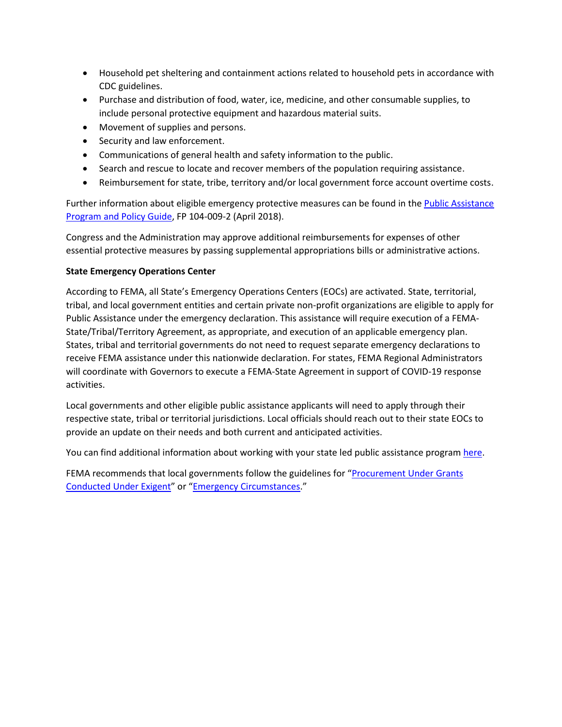- Household pet sheltering and containment actions related to household pets in accordance with CDC guidelines.
- Purchase and distribution of food, water, ice, medicine, and other consumable supplies, to include personal protective equipment and hazardous material suits.
- Movement of supplies and persons.
- Security and law enforcement.
- Communications of general health and safety information to the public.
- Search and rescue to locate and recover members of the population requiring assistance.
- Reimbursement for state, tribe, territory and/or local government force account overtime costs.

Further information about eligible emergency protective measures can be found in the Public Assistance Program and Policy Guide, FP 104-009-2 (April 2018).

Congress and the Administration may approve additional reimbursements for expenses of other essential protective measures by passing supplemental appropriations bills or administrative actions.

**State Emergency Operations Center**

According to FEMA, all State's Emergency Operations Centers (EOCs) are activated. State, territorial, tribal, and local government entities and certain private non-profit organizations are eligible to apply for Public Assistance under the emergency declaration. This assistance will require execution of a FEMA-State/Tribal/Territory Agreement, as appropriate, and execution of an applicable emergency plan. States, tribal and territorial governments do not need to request separate emergency declarations to receive FEMA assistance under this nationwide declaration. For states, FEMA Regional Administrators will coordinate with Governors to execute a FEMA-State Agreement in support of COVID-19 response activities.

Local governments and other eligible public assistance applicants will need to apply through their respective state, tribal or territorial jurisdictions. Local officials should reach out to their state EOCs to provide an update on their needs and both current and anticipated activities.

You can find additional information about working with your state led public assistance program here.

FEMA recommends that local governments follow the guidelines for "Procurement Under Grants Conducted Under Exigent" or "Emergency Circumstances."